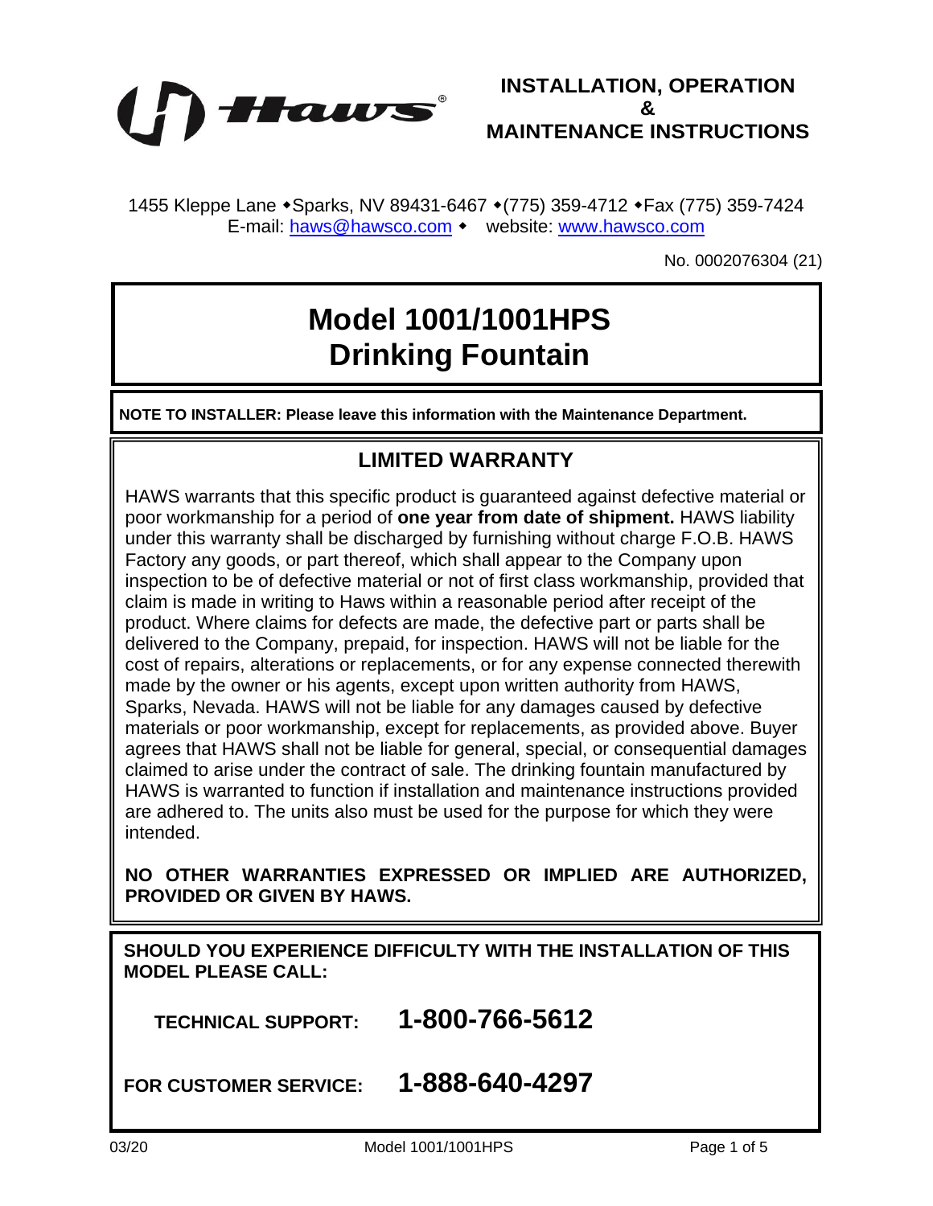Haws®

# INSTALLATION, OPERATION & MAINTENANCE INSTRUCTIONS

1455 Kleppe Lane ◆Sparks, NV 89431-6467 ◆(775) 359-4712 ◆Fax (775) 359-7424
E-mail: haws@hawsco.com ◆ website: www.hawsco.com

No. 0002076304 (21)

# Model 1001/1001HPS Drinking Fountain

**NOTE TO INSTALLER: Please leave this information with the Maintenance Department.**

## LIMITED WARRANTY

HAWS warrants that this specific product is guaranteed against defective material or poor workmanship for a period of **one year from date of shipment.** HAWS liability under this warranty shall be discharged by furnishing without charge F.O.B. HAWS Factory any goods, or part thereof, which shall appear to the Company upon inspection to be of defective material or not of first class workmanship, provided that claim is made in writing to Haws within a reasonable period after receipt of the product. Where claims for defects are made, the defective part or parts shall be delivered to the Company, prepaid, for inspection. HAWS will not be liable for the cost of repairs, alterations or replacements, or for any expense connected therewith made by the owner or his agents, except upon written authority from HAWS, Sparks, Nevada. HAWS will not be liable for any damages caused by defective materials or poor workmanship, except for replacements, as provided above. Buyer agrees that HAWS shall not be liable for general, special, or consequential damages claimed to arise under the contract of sale. The drinking fountain manufactured by HAWS is warranted to function if installation and maintenance instructions provided are adhered to. The units also must be used for the purpose for which they were intended.

**NO OTHER WARRANTIES EXPRESSED OR IMPLIED ARE AUTHORIZED, PROVIDED OR GIVEN BY HAWS.**

**SHOULD YOU EXPERIENCE DIFFICULTY WITH THE INSTALLATION OF THIS MODEL PLEASE CALL:**

**TECHNICAL SUPPORT: 1-800-766-5612**

**FOR CUSTOMER SERVICE: 1-888-640-4297**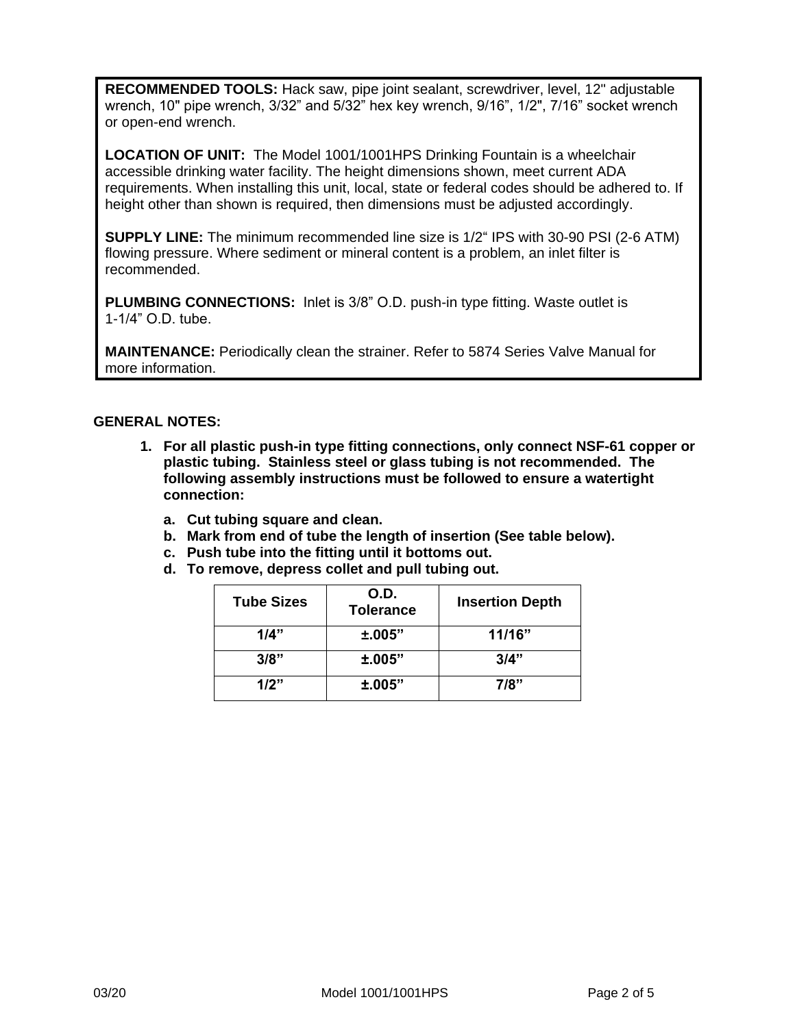**RECOMMENDED TOOLS:** Hack saw, pipe joint sealant, screwdriver, level, 12" adjustable wrench, 10" pipe wrench, 3/32” and 5/32” hex key wrench, 9/16”, 1/2", 7/16” socket wrench or open-end wrench.

**LOCATION OF UNIT:** The Model 1001/1001HPS Drinking Fountain is a wheelchair accessible drinking water facility. The height dimensions shown, meet current ADA requirements. When installing this unit, local, state or federal codes should be adhered to. If height other than shown is required, then dimensions must be adjusted accordingly.

**SUPPLY LINE:** The minimum recommended line size is 1/2“ IPS with 30-90 PSI (2-6 ATM) flowing pressure. Where sediment or mineral content is a problem, an inlet filter is recommended.

**PLUMBING CONNECTIONS:** Inlet is 3/8” O.D. push-in type fitting. Waste outlet is 1-1/4” O.D. tube.

**MAINTENANCE:** Periodically clean the strainer. Refer to 5874 Series Valve Manual for more information.

**GENERAL NOTES:**

1. **For all plastic push-in type fitting connections, only connect NSF-61 copper or plastic tubing. Stainless steel or glass tubing is not recommended. The following assembly instructions must be followed to ensure a watertight connection:**
   a. **Cut tubing square and clean.**
   b. **Mark from end of tube the length of insertion (See table below).**
   c. **Push tube into the fitting until it bottoms out.**
   d. **To remove, depress collet and pull tubing out.**

| Tube Sizes | O.D. Tolerance | Insertion Depth |
|---|---|---|
| 1/4” | ±.005” | 11/16” |
| 3/8” | ±.005” | 3/4” |
| 1/2” | ±.005” | 7/8” |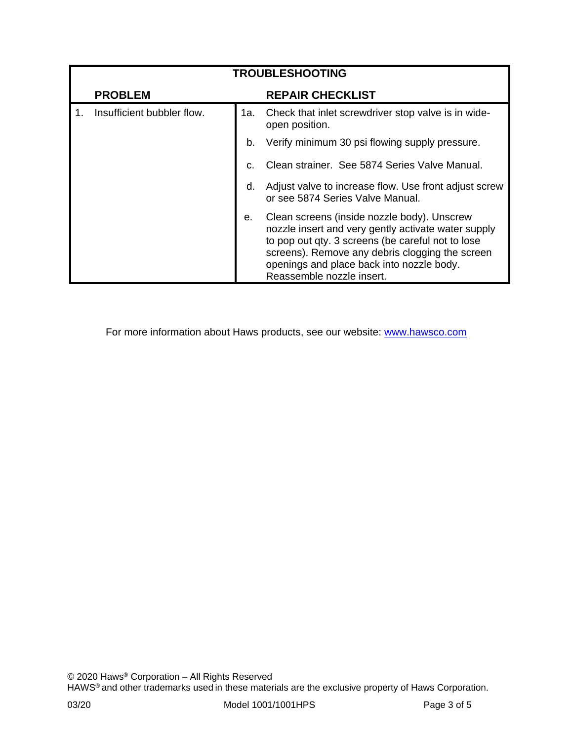## TROUBLESHOOTING

| PROBLEM | | REPAIR CHECKLIST |
|---|---|---|
| 1. Insufficient bubbler flow. | 1a. | Check that inlet screwdriver stop valve is in wide-open position. |
| | b. | Verify minimum 30 psi flowing supply pressure. |
| | c. | Clean strainer. See 5874 Series Valve Manual. |
| | d. | Adjust valve to increase flow. Use front adjust screw or see 5874 Series Valve Manual. |
| | e. | Clean screens (inside nozzle body). Unscrew nozzle insert and very gently activate water supply to pop out qty. 3 screens (be careful not to lose screens). Remove any debris clogging the screen openings and place back into nozzle body. Reassemble nozzle insert. |

For more information about Haws products, see our website: www.hawsco.com

© 2020 Haws® Corporation – All Rights Reserved
HAWS® and other trademarks used in these materials are the exclusive property of Haws Corporation.

03/20 Model 1001/1001HPS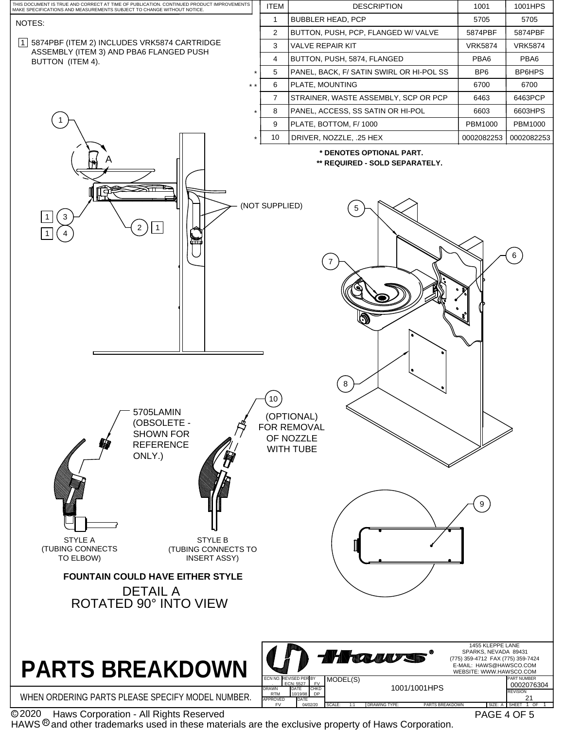THIS DOCUMENT IS TRUE AND CORRECT AT TIME OF PUBLICATION. CONTINUED PRODUCT IMPROVEMENTS MAKE SPECIFICATIONS AND MEASUREMENTS SUBJECT TO CHANGE WITHOUT NOTICE.

NOTES:

1. 5874PBF (ITEM 2) INCLUDES VRK5874 CARTRIDGE ASSEMBLY (ITEM 3) AND PBA6 FLANGED PUSH BUTTON (ITEM 4).

| | ITEM | DESCRIPTION | 1001 | 1001HPS |
|---|---|---|---|---|
| | 1 | BUBBLER HEAD, PCP | 5705 | 5705 |
| | 2 | BUTTON, PUSH, PCP, FLANGED W/ VALVE | 5874PBF | 5874PBF |
| | 3 | VALVE REPAIR KIT | VRK5874 | VRK5874 |
| | 4 | BUTTON, PUSH, 5874, FLANGED | PBA6 | PBA6 |
| * | 5 | PANEL, BACK, F/ SATIN SWIRL OR HI-POL SS | BP6 | BP6HPS |
| ** | 6 | PLATE, MOUNTING | 6700 | 6700 |
| | 7 | STRAINER, WASTE ASSEMBLY, SCP OR PCP | 6463 | 6463PCP |
| * | 8 | PANEL, ACCESS, SS SATIN OR HI-POL | 6603 | 6603HPS |
| | 9 | PLATE, BOTTOM, F/ 1000 | PBM1000 | PBM1000 |
| * | 10 | DRIVER, NOZZLE, .25 HEX | 0002082253 | 0002082253 |

**\* DENOTES OPTIONAL PART.**
**\*\* REQUIRED - SOLD SEPARATELY.**

(NOT SUPPLIED)

5705LAMIN (OBSOLETE - SHOWN FOR REFERENCE ONLY.)

(OPTIONAL) FOR REMOVAL OF NOZZLE WITH TUBE

STYLE A (TUBING CONNECTS TO ELBOW)

STYLE B (TUBING CONNECTS TO INSERT ASSY)

**FOUNTAIN COULD HAVE EITHER STYLE**

DETAIL A
ROTATED 90° INTO VIEW

# PARTS BREAKDOWN

WHEN ORDERING PARTS PLEASE SPECIFY MODEL NUMBER.

Haws®
1455 KLEPPE LANE
SPARKS, NEVADA 89431
(775) 359-4712 FAX (775) 359-7424
E-MAIL: HAWS@HAWSCO.COM
WEBSITE: WWW.HAWSCO.COM

| ECN NO. | REVISED PER ECN: 5527 | BY FV | MODEL(S) | PART NUMBER 0002076304 |
|---|---|---|---|---|
| DRAWN RTM | DATE 10/19/98 | CHKD DP | 1001/1001HPS | REVISION 21 |
| APPROVED FV | DATE 04/02/20 | | SCALE: 1:1 DRAWING TYPE: PARTS BREAKDOWN SIZE: A | SHEET 1 OF 1 |

©2020 Haws Corporation - All Rights Reserved
HAWS® and other trademarks used in these materials are the exclusive property of Haws Corporation.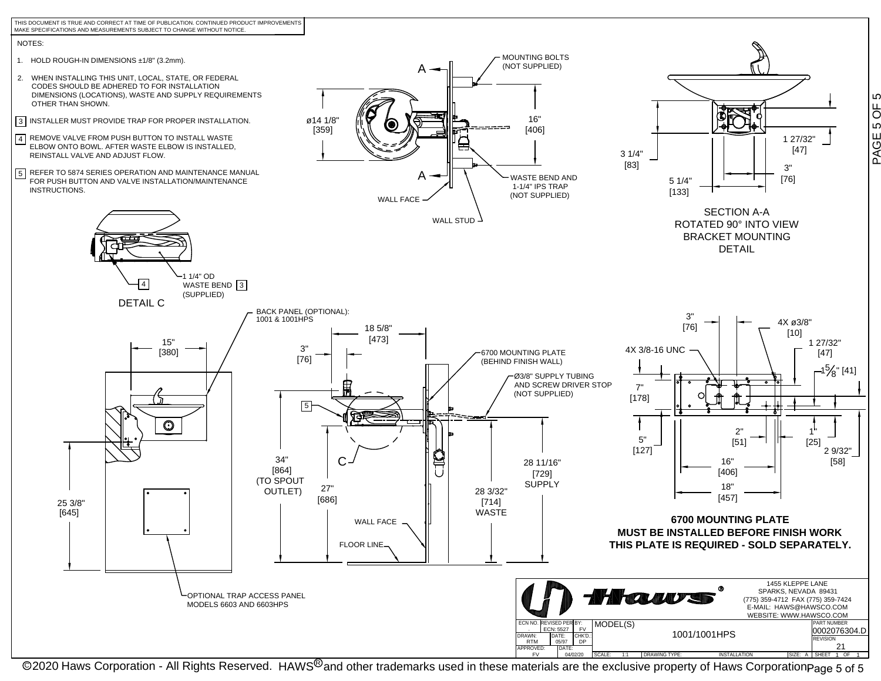THIS DOCUMENT IS TRUE AND CORRECT AT TIME OF PUBLICATION. CONTINUED PRODUCT IMPROVEMENTS MAKE SPECIFICATIONS AND MEASUREMENTS SUBJECT TO CHANGE WITHOUT NOTICE.

NOTES:

1. HOLD ROUGH-IN DIMENSIONS ±1/8" (3.2mm).
2. WHEN INSTALLING THIS UNIT, LOCAL, STATE, OR FEDERAL CODES SHOULD BE ADHERED TO FOR INSTALLATION DIMENSIONS (LOCATIONS), WASTE AND SUPPLY REQUIREMENTS OTHER THAN SHOWN.
3. INSTALLER MUST PROVIDE TRAP FOR PROPER INSTALLATION.
4. REMOVE VALVE FROM PUSH BUTTON TO INSTALL WASTE ELBOW ONTO BOWL. AFTER WASTE ELBOW IS INSTALLED, REINSTALL VALVE AND ADJUST FLOW.
5. REFER TO 5874 SERIES OPERATION AND MAINTENANCE MANUAL FOR PUSH BUTTON AND VALVE INSTALLATION/MAINTENANCE INSTRUCTIONS.

MOUNTING BOLTS (NOT SUPPLIED)

A

ø14 1/8" [359]

16" [406]

WASTE BEND AND 1-1/4" IPS TRAP (NOT SUPPLIED)

WALL FACE

WALL STUD

3 1/4" [83]

5 1/4" [133]

1 27/32" [47]

3" [76]

SECTION A-A
ROTATED 90° INTO VIEW
BRACKET MOUNTING
DETAIL

4

1 1/4" OD WASTE BEND 3 (SUPPLIED)

DETAIL C

BACK PANEL (OPTIONAL): 1001 & 1001HPS

15" [380]

25 3/8" [645]

OPTIONAL TRAP ACCESS PANEL MODELS 6603 AND 6603HPS

18 5/8" [473]

3" [76]

6700 MOUNTING PLATE (BEHIND FINISH WALL)

Ø3/8" SUPPLY TUBING AND SCREW DRIVER STOP (NOT SUPPLIED)

5

34" [864] (TO SPOUT OUTLET)

27" [686]

C

28 3/32" [714] WASTE

28 11/16" [729] SUPPLY

WALL FACE

FLOOR LINE

3" [76]

4X ø3/8" [10]

4X 3/8-16 UNC

1 27/32" [47]

1 5/8" [41]

7" [178]

5" [127]

2" [51]

1" [25]

2 9/32" [58]

16" [406]

18" [457]

**6700 MOUNTING PLATE MUST BE INSTALLED BEFORE FINISH WORK THIS PLATE IS REQUIRED - SOLD SEPARATELY.**

Haws®

1455 KLEPPE LANE
SPARKS, NEVADA 89431
(775) 359-4712 FAX (775) 359-7424
E-MAIL: HAWS@HAWSCO.COM
WEBSITE: WWW.HAWSCO.COM

| | | | | | |
|---|---|---|---|---|---|
| ECN NO. . | REVISED PER ECN: 5527 | BY: FV | MODEL(S) 1001/1001HPS | | PART NUMBER 0002076304.D |
| DRAWN: RTM | DATE: 05/97 | CHK'D.: DP | | | REVISION 21 |
| APPROVED: FV | DATE: 04/02/20 | | SCALE: 1:1 | DRAWING TYPE: INSTALLATION | SIZE: A SHEET 1 OF 1 |

©2020 Haws Corporation - All Rights Reserved. HAWS® and other trademarks used in these materials are the exclusive property of Haws Corporation